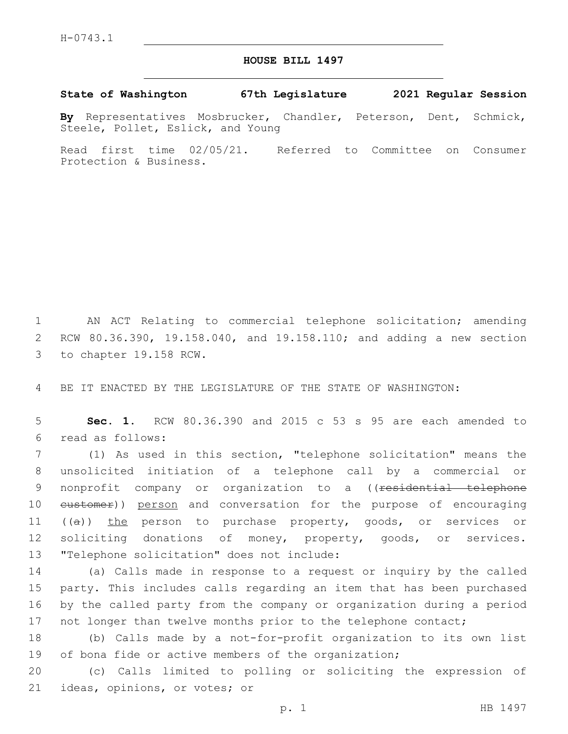H-0743.1

# HOUSE BILL 1497

**State of Washington 67th Legislature 2021 Regular Session**

**By** Representatives Mosbrucker, Chandler, Peterson, Dent, Schmick, Steele, Pollet, Eslick, and Young

Read first time 02/05/21. Referred to Committee on Consumer Protection & Business.

AN ACT Relating to commercial telephone solicitation; amending RCW 80.36.390, 19.158.040, and 19.158.110; and adding a new section to chapter 19.158 RCW.

BE IT ENACTED BY THE LEGISLATURE OF THE STATE OF WASHINGTON:

**Sec. 1.** RCW 80.36.390 and 2015 c 53 s 95 are each amended to read as follows:

(1) As used in this section, "telephone solicitation" means the unsolicited initiation of a telephone call by a commercial or nonprofit company or organization to a ((~~residential telephone customer~~)) <u>person</u> and conversation for the purpose of encouraging ((~~a~~)) <u>the</u> person to purchase property, goods, or services or soliciting donations of money, property, goods, or services. "Telephone solicitation" does not include:

(a) Calls made in response to a request or inquiry by the called party. This includes calls regarding an item that has been purchased by the called party from the company or organization during a period not longer than twelve months prior to the telephone contact;

(b) Calls made by a not-for-profit organization to its own list of bona fide or active members of the organization;

(c) Calls limited to polling or soliciting the expression of ideas, opinions, or votes; or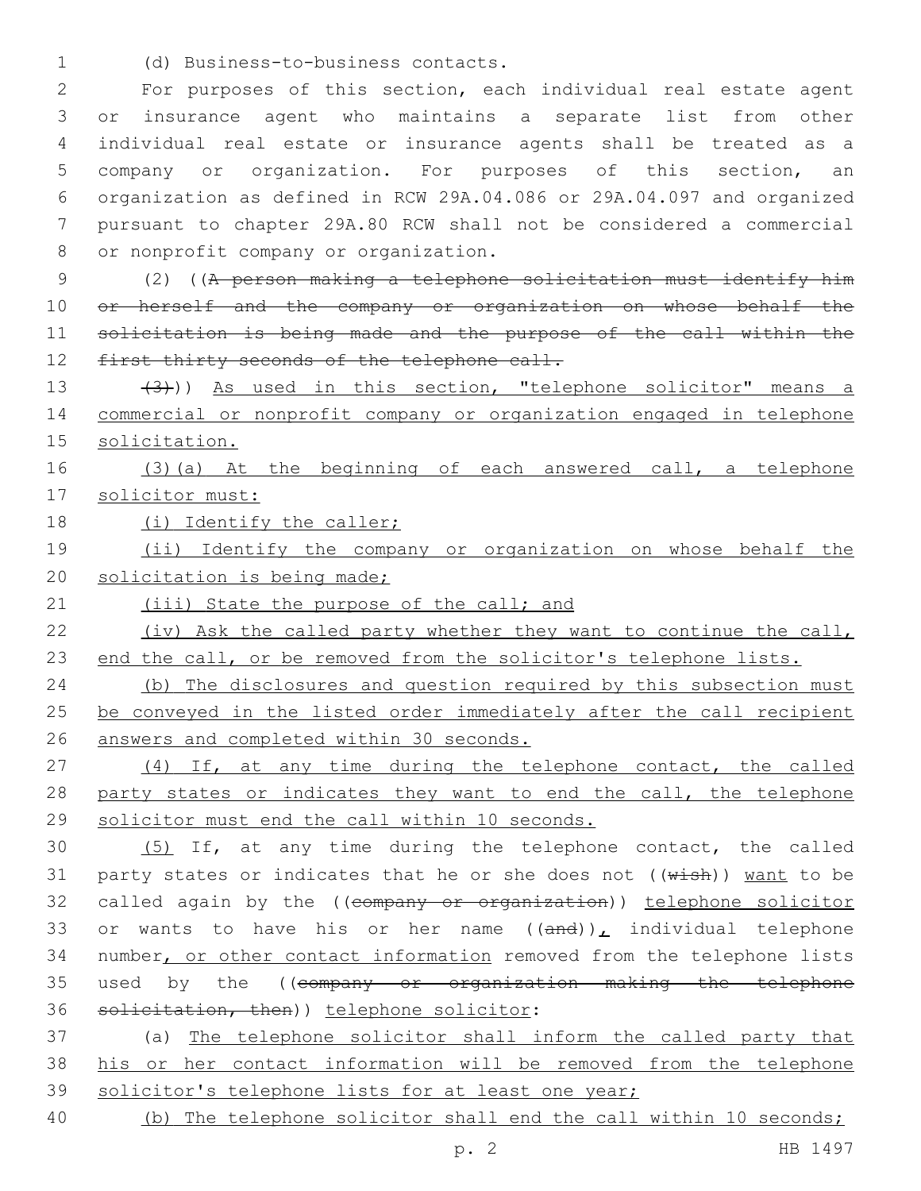(d) Business-to-business contacts.

For purposes of this section, each individual real estate agent or insurance agent who maintains a separate list from other individual real estate or insurance agents shall be treated as a company or organization. For purposes of this section, an organization as defined in RCW 29A.04.086 or 29A.04.097 and organized pursuant to chapter 29A.80 RCW shall not be considered a commercial or nonprofit company or organization.

(2) ((~~A person making a telephone solicitation must identify him or herself and the company or organization on whose behalf the solicitation is being made and the purpose of the call within the first thirty seconds of the telephone call.~~

~~(3)~~)) As used in this section, "telephone solicitor" means a commercial or nonprofit company or organization engaged in telephone solicitation.

(3)(a) At the beginning of each answered call, a telephone solicitor must:

(i) Identify the caller;

(ii) Identify the company or organization on whose behalf the solicitation is being made;

(iii) State the purpose of the call; and

(iv) Ask the called party whether they want to continue the call, end the call, or be removed from the solicitor's telephone lists.

(b) The disclosures and question required by this subsection must be conveyed in the listed order immediately after the call recipient answers and completed within 30 seconds.

(4) If, at any time during the telephone contact, the called party states or indicates they want to end the call, the telephone solicitor must end the call within 10 seconds.

(5) If, at any time during the telephone contact, the called party states or indicates that he or she does not ((~~wish~~)) want to be called again by the ((~~company or organization~~)) telephone solicitor or wants to have his or her name ((~~and~~)), individual telephone number, or other contact information removed from the telephone lists used by the ((~~company or organization making the telephone solicitation, then~~)) telephone solicitor:

(a) The telephone solicitor shall inform the called party that his or her contact information will be removed from the telephone solicitor's telephone lists for at least one year;

(b) The telephone solicitor shall end the call within 10 seconds;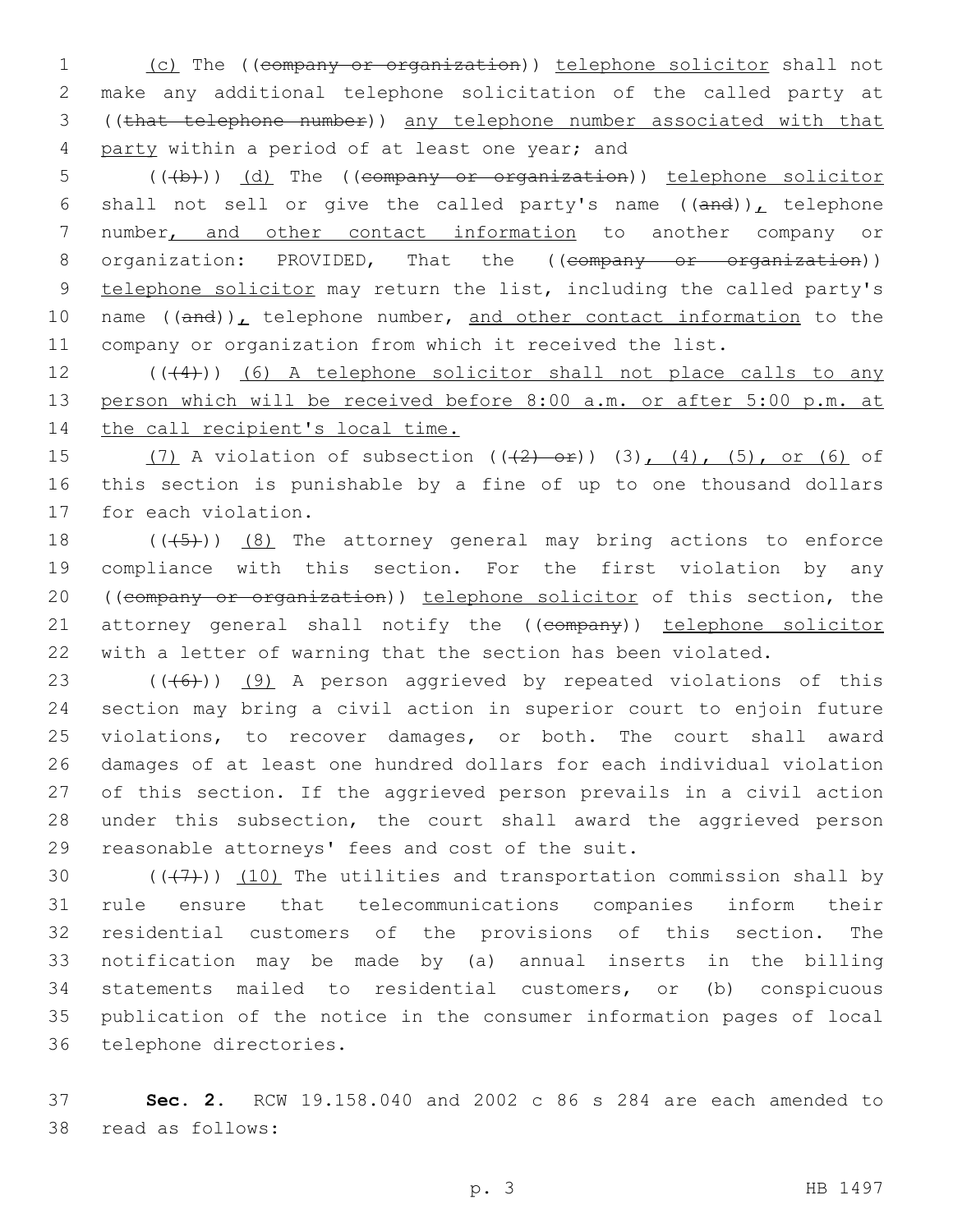(c) The ((company or organization)) telephone solicitor shall not make any additional telephone solicitation of the called party at ((that telephone number)) any telephone number associated with that party within a period of at least one year; and

(((b))) (d) The ((company or organization)) telephone solicitor shall not sell or give the called party's name ((and)), telephone number, and other contact information to another company or organization: PROVIDED, That the ((company or organization)) telephone solicitor may return the list, including the called party's name ((and)), telephone number, and other contact information to the company or organization from which it received the list.

(((4))) (6) A telephone solicitor shall not place calls to any person which will be received before 8:00 a.m. or after 5:00 p.m. at the call recipient's local time.

(7) A violation of subsection (((2) or)) (3), (4), (5), or (6) of this section is punishable by a fine of up to one thousand dollars for each violation.

(((5))) (8) The attorney general may bring actions to enforce compliance with this section. For the first violation by any ((company or organization)) telephone solicitor of this section, the attorney general shall notify the ((company)) telephone solicitor with a letter of warning that the section has been violated.

(((6))) (9) A person aggrieved by repeated violations of this section may bring a civil action in superior court to enjoin future violations, to recover damages, or both. The court shall award damages of at least one hundred dollars for each individual violation of this section. If the aggrieved person prevails in a civil action under this subsection, the court shall award the aggrieved person reasonable attorneys' fees and cost of the suit.

(((7))) (10) The utilities and transportation commission shall by rule ensure that telecommunications companies inform their residential customers of the provisions of this section. The notification may be made by (a) annual inserts in the billing statements mailed to residential customers, or (b) conspicuous publication of the notice in the consumer information pages of local telephone directories.

**Sec. 2.** RCW 19.158.040 and 2002 c 86 s 284 are each amended to read as follows: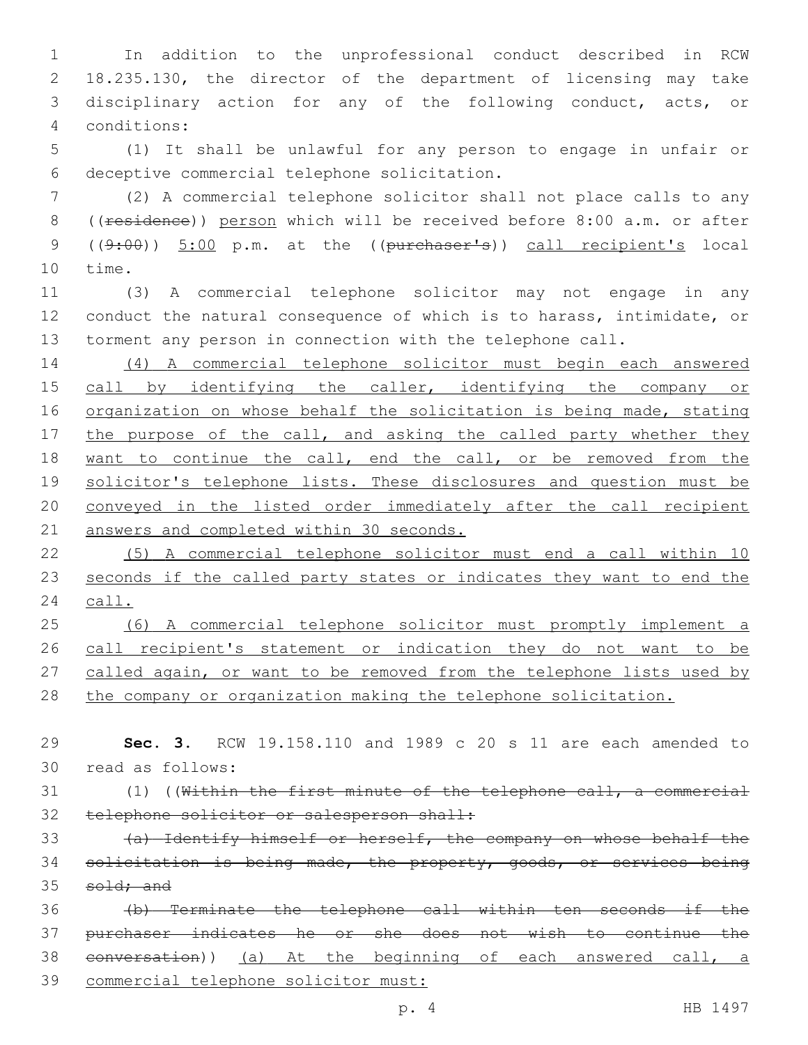In addition to the unprofessional conduct described in RCW 18.235.130, the director of the department of licensing may take disciplinary action for any of the following conduct, acts, or conditions:

(1) It shall be unlawful for any person to engage in unfair or deceptive commercial telephone solicitation.

(2) A commercial telephone solicitor shall not place calls to any ((~~residence~~)) <u>person</u> which will be received before 8:00 a.m. or after ((~~9:00~~)) <u>5:00</u> p.m. at the ((~~purchaser's~~)) <u>call recipient's</u> local time.

(3) A commercial telephone solicitor may not engage in any conduct the natural consequence of which is to harass, intimidate, or torment any person in connection with the telephone call.

<u>(4) A commercial telephone solicitor must begin each answered call by identifying the caller, identifying the company or organization on whose behalf the solicitation is being made, stating the purpose of the call, and asking the called party whether they want to continue the call, end the call, or be removed from the solicitor's telephone lists. These disclosures and question must be conveyed in the listed order immediately after the call recipient answers and completed within 30 seconds.</u>

<u>(5) A commercial telephone solicitor must end a call within 10 seconds if the called party states or indicates they want to end the call.</u>

<u>(6) A commercial telephone solicitor must promptly implement a call recipient's statement or indication they do not want to be called again, or want to be removed from the telephone lists used by the company or organization making the telephone solicitation.</u>

**Sec. 3.** RCW 19.158.110 and 1989 c 20 s 11 are each amended to read as follows:

(1) ((~~Within the first minute of the telephone call, a commercial telephone solicitor or salesperson shall:~~

~~(a) Identify himself or herself, the company on whose behalf the solicitation is being made, the property, goods, or services being sold; and~~

~~(b) Terminate the telephone call within ten seconds if the purchaser indicates he or she does not wish to continue the conversation~~)) <u>(a) At the beginning of each answered call, a commercial telephone solicitor must:</u>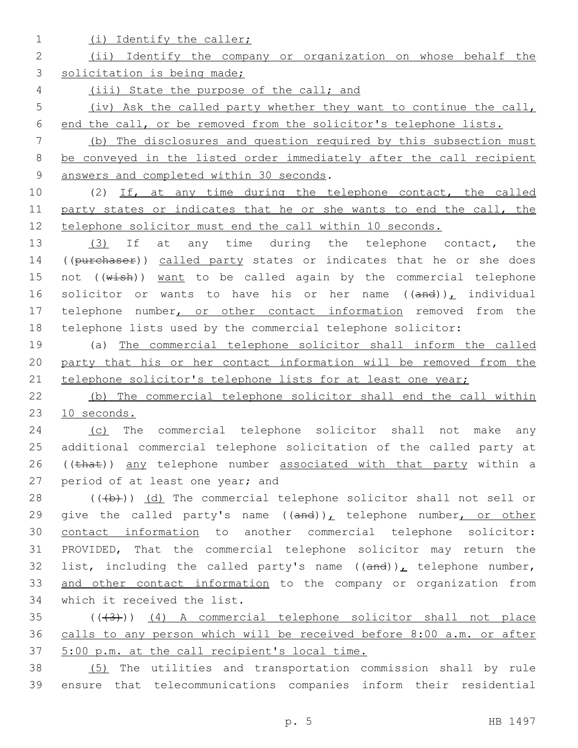(i) Identify the caller;

(ii) Identify the company or organization on whose behalf the solicitation is being made;

(iii) State the purpose of the call; and

(iv) Ask the called party whether they want to continue the call, end the call, or be removed from the solicitor's telephone lists.

(b) The disclosures and question required by this subsection must be conveyed in the listed order immediately after the call recipient answers and completed within 30 seconds.

(2) If, at any time during the telephone contact, the called party states or indicates that he or she wants to end the call, the telephone solicitor must end the call within 10 seconds.

(3) If at any time during the telephone contact, the ((purchaser)) called party states or indicates that he or she does not ((wish)) want to be called again by the commercial telephone solicitor or wants to have his or her name ((and)), individual telephone number, or other contact information removed from the telephone lists used by the commercial telephone solicitor:

(a) The commercial telephone solicitor shall inform the called party that his or her contact information will be removed from the telephone solicitor's telephone lists for at least one year;

(b) The commercial telephone solicitor shall end the call within 10 seconds.

(c) The commercial telephone solicitor shall not make any additional commercial telephone solicitation of the called party at ((that)) any telephone number associated with that party within a period of at least one year; and

(((b))) (d) The commercial telephone solicitor shall not sell or give the called party's name ((and)), telephone number, or other contact information to another commercial telephone solicitor: PROVIDED, That the commercial telephone solicitor may return the list, including the called party's name ((and)), telephone number, and other contact information to the company or organization from which it received the list.

(((3))) (4) A commercial telephone solicitor shall not place calls to any person which will be received before 8:00 a.m. or after 5:00 p.m. at the call recipient's local time.

(5) The utilities and transportation commission shall by rule ensure that telecommunications companies inform their residential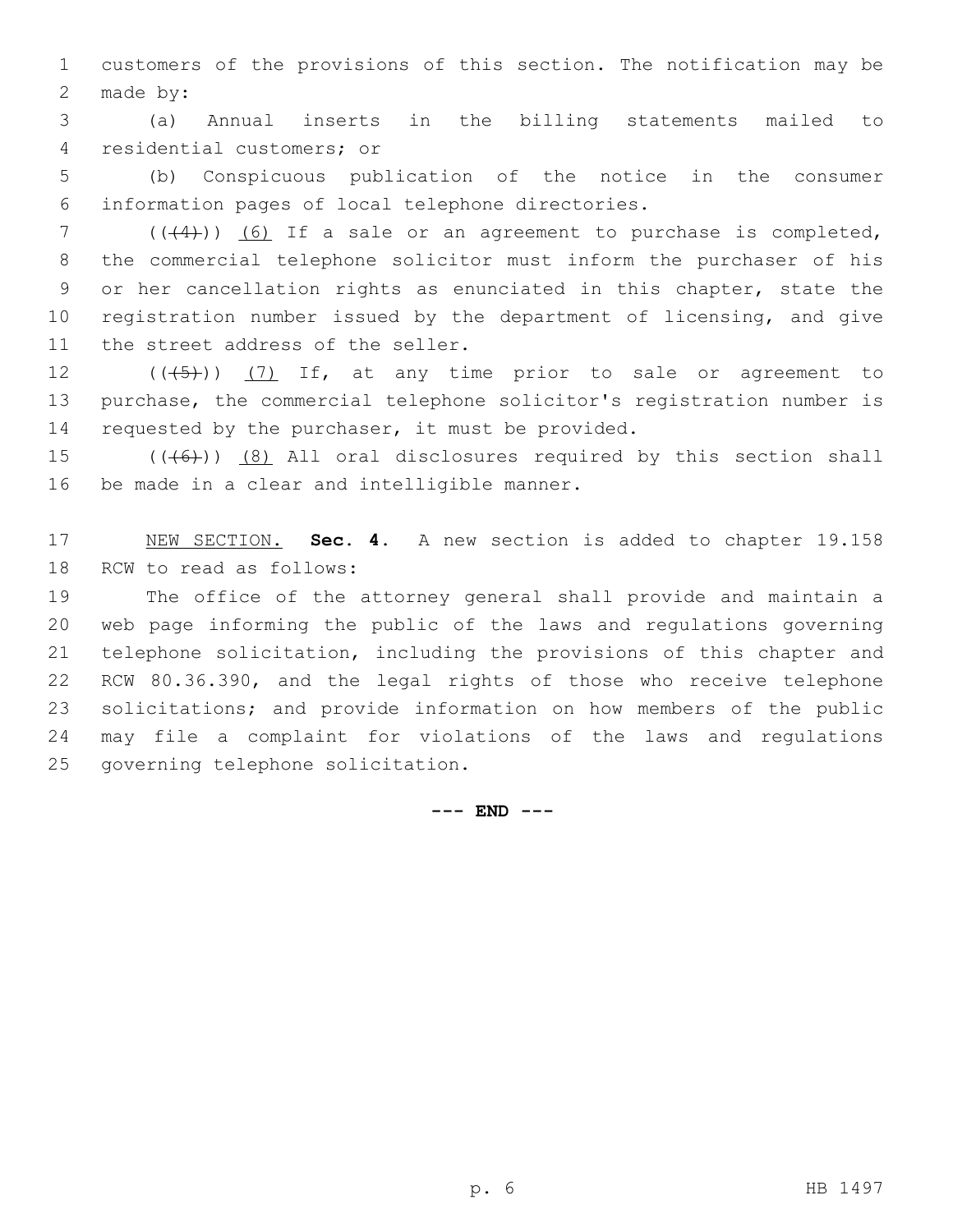customers of the provisions of this section. The notification may be made by:

(a) Annual inserts in the billing statements mailed to residential customers; or

(b) Conspicuous publication of the notice in the consumer information pages of local telephone directories.

(((4))) (6) If a sale or an agreement to purchase is completed, the commercial telephone solicitor must inform the purchaser of his or her cancellation rights as enunciated in this chapter, state the registration number issued by the department of licensing, and give the street address of the seller.

(((5))) (7) If, at any time prior to sale or agreement to purchase, the commercial telephone solicitor's registration number is requested by the purchaser, it must be provided.

(((6))) (8) All oral disclosures required by this section shall be made in a clear and intelligible manner.

NEW SECTION. **Sec. 4.** A new section is added to chapter 19.158 RCW to read as follows:

The office of the attorney general shall provide and maintain a web page informing the public of the laws and regulations governing telephone solicitation, including the provisions of this chapter and RCW 80.36.390, and the legal rights of those who receive telephone solicitations; and provide information on how members of the public may file a complaint for violations of the laws and regulations governing telephone solicitation.

**--- END ---**